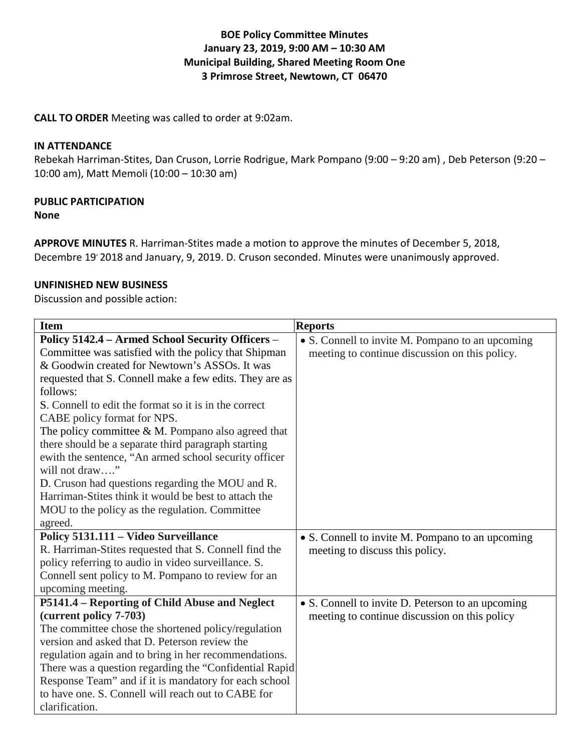**BOE Policy Committee Minutes**
**January 23, 2019, 9:00 AM – 10:30 AM**
**Municipal Building, Shared Meeting Room One**
**3 Primrose Street, Newtown, CT 06470**

**CALL TO ORDER** Meeting was called to order at 9:02am.

**IN ATTENDANCE**
Rebekah Harriman-Stites, Dan Cruson, Lorrie Rodrigue, Mark Pompano (9:00 – 9:20 am) , Deb Peterson (9:20 – 10:00 am), Matt Memoli (10:00 – 10:30 am)

**PUBLIC PARTICIPATION**
**None**

**APPROVE MINUTES** R. Harriman-Stites made a motion to approve the minutes of December 5, 2018, Decembre 19′ 2018 and January, 9, 2019. D. Cruson seconded. Minutes were unanimously approved.

**UNFINISHED NEW BUSINESS**
Discussion and possible action:

| Item | Reports |
| --- | --- |
| **Policy 5142.4 – Armed School Security Officers** – Committee was satisfied with the policy that Shipman & Goodwin created for Newtown's ASSOs. It was requested that S. Connell make a few edits. They are as follows:<br>S. Connell to edit the format so it is in the correct CABE policy format for NPS.<br>The policy committee & M. Pompano also agreed that there should be a separate third paragraph starting ewith the sentence, "An armed school security officer will not draw…."<br>D. Cruson had questions regarding the MOU and R. Harriman-Stites think it would be best to attach the MOU to the policy as the regulation. Committee agreed. | • S. Connell to invite M. Pompano to an upcoming meeting to continue discussion on this policy. |
| **Policy 5131.111 – Video Surveillance**<br>R. Harriman-Stites requested that S. Connell find the policy referring to audio in video surveillance. S. Connell sent policy to M. Pompano to review for an upcoming meeting. | • S. Connell to invite M. Pompano to an upcoming meeting to discuss this policy. |
| **P5141.4 – Reporting of Child Abuse and Neglect (current policy 7-703)**<br>The committee chose the shortened policy/regulation version and asked that D. Peterson review the regulation again and to bring in her recommendations. There was a question regarding the "Confidential Rapid Response Team" and if it is mandatory for each school to have one. S. Connell will reach out to CABE for clarification. | • S. Connell to invite D. Peterson to an upcoming meeting to continue discussion on this policy |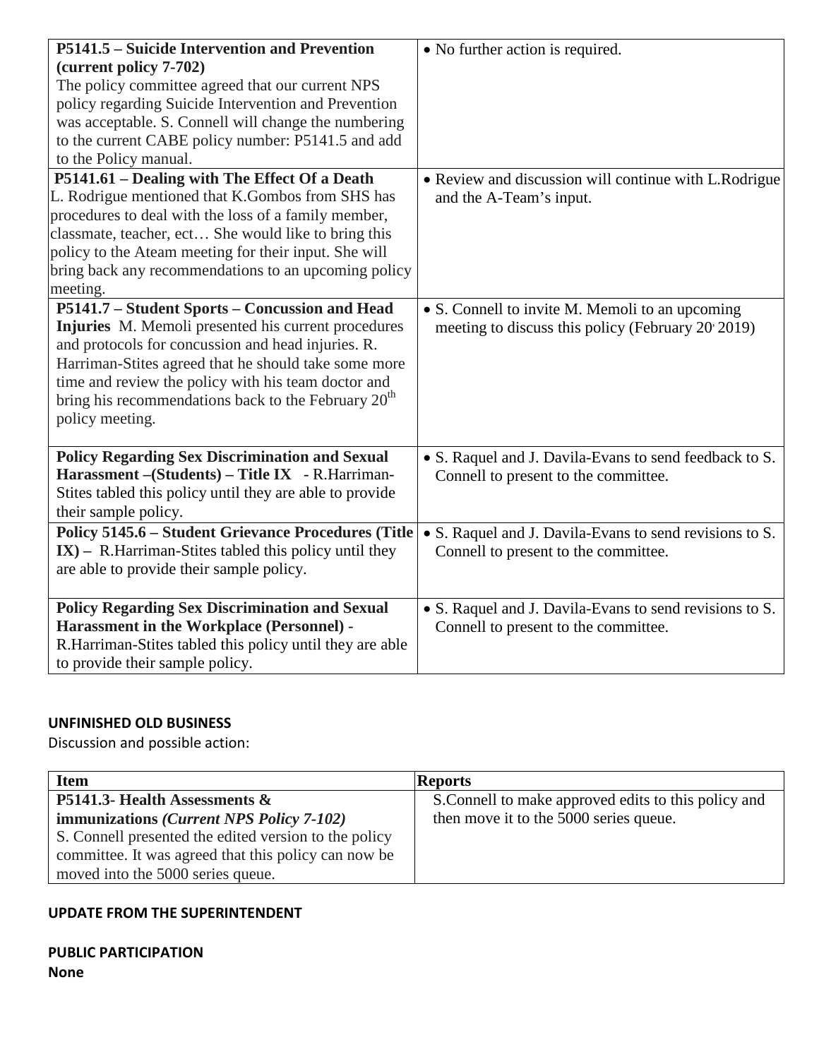| | |
|---|---|
| **P5141.5 – Suicide Intervention and Prevention (current policy 7-702)** The policy committee agreed that our current NPS policy regarding Suicide Intervention and Prevention was acceptable. S. Connell will change the numbering to the current CABE policy number: P5141.5 and add to the Policy manual. | • No further action is required. |
| **P5141.61 – Dealing with The Effect Of a Death** L. Rodrigue mentioned that K.Gombos from SHS has procedures to deal with the loss of a family member, classmate, teacher, ect… She would like to bring this policy to the Ateam meeting for their input. She will bring back any recommendations to an upcoming policy meeting. | • Review and discussion will continue with L.Rodrigue and the A-Team's input. |
| **P5141.7 – Student Sports – Concussion and Head Injuries** M. Memoli presented his current procedures and protocols for concussion and head injuries. R. Harriman-Stites agreed that he should take some more time and review the policy with his team doctor and bring his recommendations back to the February 20th policy meeting. | • S. Connell to invite M. Memoli to an upcoming meeting to discuss this policy (February 20, 2019) |
| **Policy Regarding Sex Discrimination and Sexual Harassment –(Students) – Title IX** - R.Harriman-Stites tabled this policy until they are able to provide their sample policy. | • S. Raquel and J. Davila-Evans to send feedback to S. Connell to present to the committee. |
| **Policy 5145.6 – Student Grievance Procedures (Title IX) –** R.Harriman-Stites tabled this policy until they are able to provide their sample policy. | • S. Raquel and J. Davila-Evans to send revisions to S. Connell to present to the committee. |
| **Policy Regarding Sex Discrimination and Sexual Harassment in the Workplace (Personnel) -** R.Harriman-Stites tabled this policy until they are able to provide their sample policy. | • S. Raquel and J. Davila-Evans to send revisions to S. Connell to present to the committee. |

**UNFINISHED OLD BUSINESS**

Discussion and possible action:

| Item | Reports |
|---|---|
| **P5141.3- Health Assessments & immunizations *(Current NPS Policy 7-102)*** S. Connell presented the edited version to the policy committee. It was agreed that this policy can now be moved into the 5000 series queue. | S.Connell to make approved edits to this policy and then move it to the 5000 series queue. |

**UPDATE FROM THE SUPERINTENDENT**

**PUBLIC PARTICIPATION**

**None**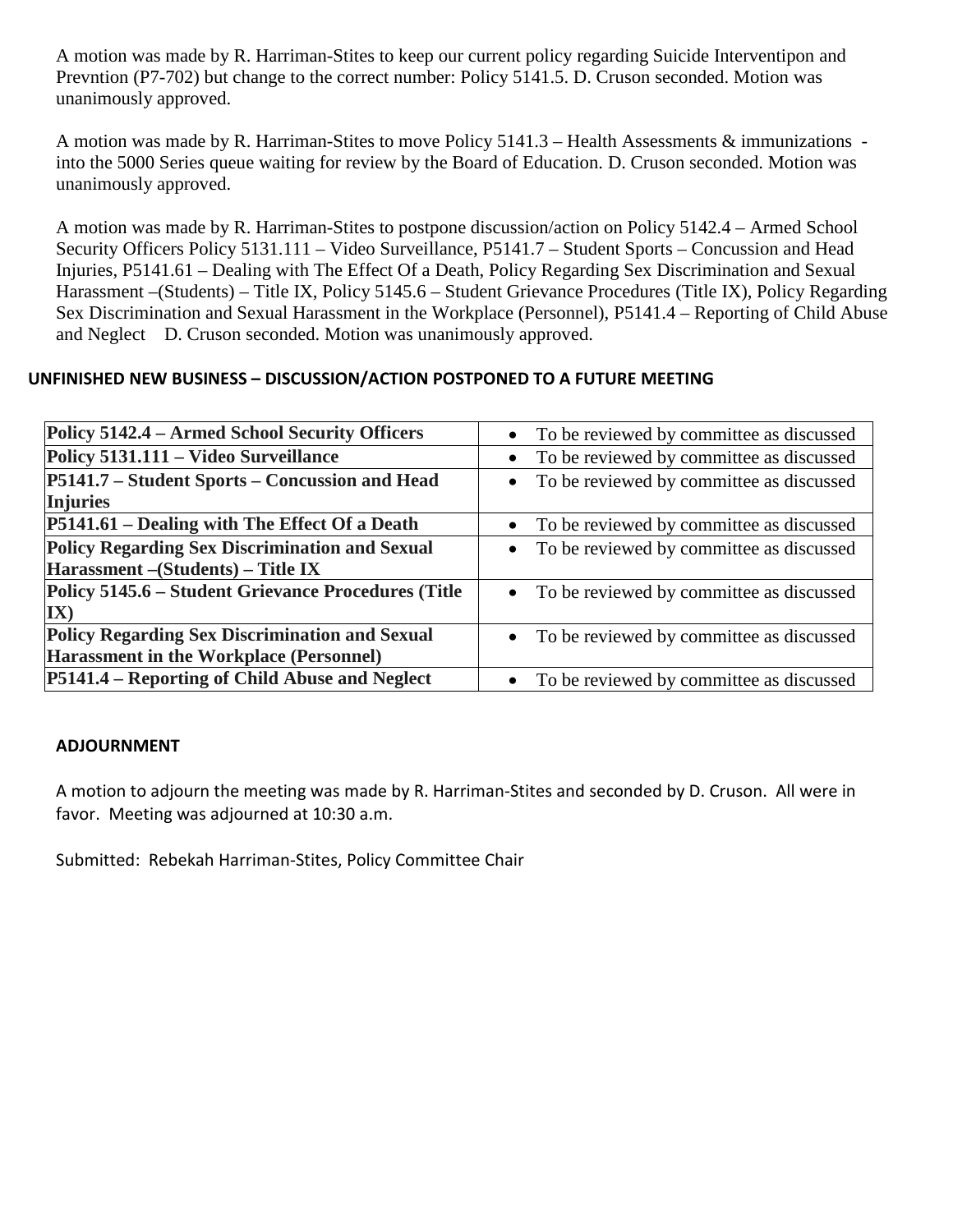A motion was made by R. Harriman-Stites to keep our current policy regarding Suicide Interventipon and Prevntion (P7-702) but change to the correct number: Policy 5141.5. D. Cruson seconded. Motion was unanimously approved.

A motion was made by R. Harriman-Stites to move Policy 5141.3 – Health Assessments & immunizations - into the 5000 Series queue waiting for review by the Board of Education. D. Cruson seconded. Motion was unanimously approved.

A motion was made by R. Harriman-Stites to postpone discussion/action on Policy 5142.4 – Armed School Security Officers Policy 5131.111 – Video Surveillance, P5141.7 – Student Sports – Concussion and Head Injuries, P5141.61 – Dealing with The Effect Of a Death, Policy Regarding Sex Discrimination and Sexual Harassment –(Students) – Title IX, Policy 5145.6 – Student Grievance Procedures (Title IX), Policy Regarding Sex Discrimination and Sexual Harassment in the Workplace (Personnel), P5141.4 – Reporting of Child Abuse and Neglect D. Cruson seconded. Motion was unanimously approved.

**UNFINISHED NEW BUSINESS – DISCUSSION/ACTION POSTPONED TO A FUTURE MEETING**

| | |
|---|---|
| **Policy 5142.4 – Armed School Security Officers** | • To be reviewed by committee as discussed |
| **Policy 5131.111 – Video Surveillance** | • To be reviewed by committee as discussed |
| **P5141.7 – Student Sports – Concussion and Head Injuries** | • To be reviewed by committee as discussed |
| **P5141.61 – Dealing with The Effect Of a Death** | • To be reviewed by committee as discussed |
| **Policy Regarding Sex Discrimination and Sexual Harassment –(Students) – Title IX** | • To be reviewed by committee as discussed |
| **Policy 5145.6 – Student Grievance Procedures (Title IX)** | • To be reviewed by committee as discussed |
| **Policy Regarding Sex Discrimination and Sexual Harassment in the Workplace (Personnel)** | • To be reviewed by committee as discussed |
| **P5141.4 – Reporting of Child Abuse and Neglect** | • To be reviewed by committee as discussed |

**ADJOURNMENT**

A motion to adjourn the meeting was made by R. Harriman-Stites and seconded by D. Cruson. All were in favor. Meeting was adjourned at 10:30 a.m.

Submitted: Rebekah Harriman-Stites, Policy Committee Chair